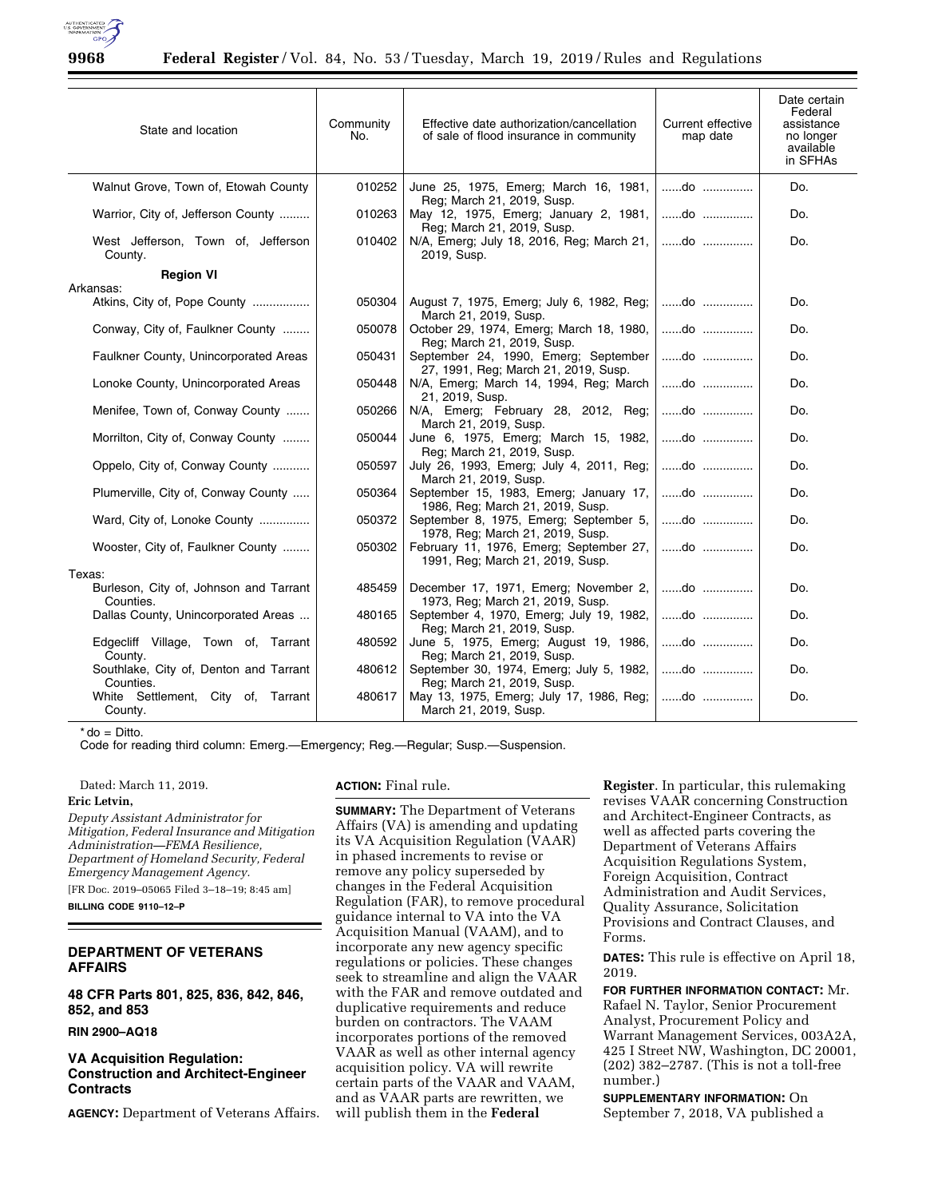| State and location | Community No. | Effective date authorization/cancellation of sale of flood insurance in community | Current effective map date | Date certain Federal assistance no longer available in SFHAs |
|---|---|---|---|---|
| Walnut Grove, Town of, Etowah County | 010252 | June 25, 1975, Emerg; March 16, 1981, Reg; March 21, 2019, Susp. | ......do ............... | Do. |
| Warrior, City of, Jefferson County ......... | 010263 | May 12, 1975, Emerg; January 2, 1981, Reg; March 21, 2019, Susp. | ......do ............... | Do. |
| West Jefferson, Town of, Jefferson County. | 010402 | N/A, Emerg; July 18, 2016, Reg; March 21, 2019, Susp. | ......do ............... | Do. |
| **Region VI** | | | | |
| Arkansas: | | | | |
| Atkins, City of, Pope County ................. | 050304 | August 7, 1975, Emerg; July 6, 1982, Reg; March 21, 2019, Susp. | ......do ............... | Do. |
| Conway, City of, Faulkner County ........ | 050078 | October 29, 1974, Emerg; March 18, 1980, Reg; March 21, 2019, Susp. | ......do ............... | Do. |
| Faulkner County, Unincorporated Areas | 050431 | September 24, 1990, Emerg; September 27, 1991, Reg; March 21, 2019, Susp. | ......do ............... | Do. |
| Lonoke County, Unincorporated Areas | 050448 | N/A, Emerg; March 14, 1994, Reg; March 21, 2019, Susp. | ......do ............... | Do. |
| Menifee, Town of, Conway County ....... | 050266 | N/A, Emerg; February 28, 2012, Reg; March 21, 2019, Susp. | ......do ............... | Do. |
| Morrilton, City of, Conway County ........ | 050044 | June 6, 1975, Emerg; March 15, 1982, Reg; March 21, 2019, Susp. | ......do ............... | Do. |
| Oppelo, City of, Conway County ........... | 050597 | July 26, 1993, Emerg; July 4, 2011, Reg; March 21, 2019, Susp. | ......do ............... | Do. |
| Plumerville, City of, Conway County ..... | 050364 | September 15, 1983, Emerg; January 17, 1986, Reg; March 21, 2019, Susp. | ......do ............... | Do. |
| Ward, City of, Lonoke County ............... | 050372 | September 8, 1975, Emerg; September 5, 1978, Reg; March 21, 2019, Susp. | ......do ............... | Do. |
| Wooster, City of, Faulkner County ........ | 050302 | February 11, 1976, Emerg; September 27, 1991, Reg; March 21, 2019, Susp. | ......do ............... | Do. |
| Texas: | | | | |
| Burleson, City of, Johnson and Tarrant Counties. | 485459 | December 17, 1971, Emerg; November 2, 1973, Reg; March 21, 2019, Susp. | ......do ............... | Do. |
| Dallas County, Unincorporated Areas ... | 480165 | September 4, 1970, Emerg; July 19, 1982, Reg; March 21, 2019, Susp. | ......do ............... | Do. |
| Edgecliff Village, Town of, Tarrant County. | 480592 | June 5, 1975, Emerg; August 19, 1986, Reg; March 21, 2019, Susp. | ......do ............... | Do. |
| Southlake, City of, Denton and Tarrant Counties. | 480612 | September 30, 1974, Emerg; July 5, 1982, Reg; March 21, 2019, Susp. | ......do ............... | Do. |
| White Settlement, City of, Tarrant County. | 480617 | May 13, 1975, Emerg; July 17, 1986, Reg; March 21, 2019, Susp. | ......do ............... | Do. |

* do = Ditto.

Code for reading third column: Emerg.—Emergency; Reg.—Regular; Susp.—Suspension.

Dated: March 11, 2019.

**Eric Letvin,**

*Deputy Assistant Administrator for Mitigation, Federal Insurance and Mitigation Administration—FEMA Resilience, Department of Homeland Security, Federal Emergency Management Agency.*

[FR Doc. 2019–05065 Filed 3–18–19; 8:45 am]

**BILLING CODE 9110–12–P**

## DEPARTMENT OF VETERANS AFFAIRS

### 48 CFR Parts 801, 825, 836, 842, 846, 852, and 853

**RIN 2900–AQ18**

### VA Acquisition Regulation: Construction and Architect-Engineer Contracts

**AGENCY:** Department of Veterans Affairs.

**ACTION:** Final rule.

**SUMMARY:** The Department of Veterans Affairs (VA) is amending and updating its VA Acquisition Regulation (VAAR) in phased increments to revise or remove any policy superseded by changes in the Federal Acquisition Regulation (FAR), to remove procedural guidance internal to VA into the VA Acquisition Manual (VAAM), and to incorporate any new agency specific regulations or policies. These changes seek to streamline and align the VAAR with the FAR and remove outdated and duplicative requirements and reduce burden on contractors. The VAAM incorporates portions of the removed VAAR as well as other internal agency acquisition policy. VA will rewrite certain parts of the VAAR and VAAM, and as VAAR parts are rewritten, we will publish them in the **Federal Register**. In particular, this rulemaking revises VAAR concerning Construction and Architect-Engineer Contracts, as well as affected parts covering the Department of Veterans Affairs Acquisition Regulations System, Foreign Acquisition, Contract Administration and Audit Services, Quality Assurance, Solicitation Provisions and Contract Clauses, and Forms.

**DATES:** This rule is effective on April 18, 2019.

**FOR FURTHER INFORMATION CONTACT:** Mr. Rafael N. Taylor, Senior Procurement Analyst, Procurement Policy and Warrant Management Services, 003A2A, 425 I Street NW, Washington, DC 20001, (202) 382–2787. (This is not a toll-free number.)

**SUPPLEMENTARY INFORMATION:** On September 7, 2018, VA published a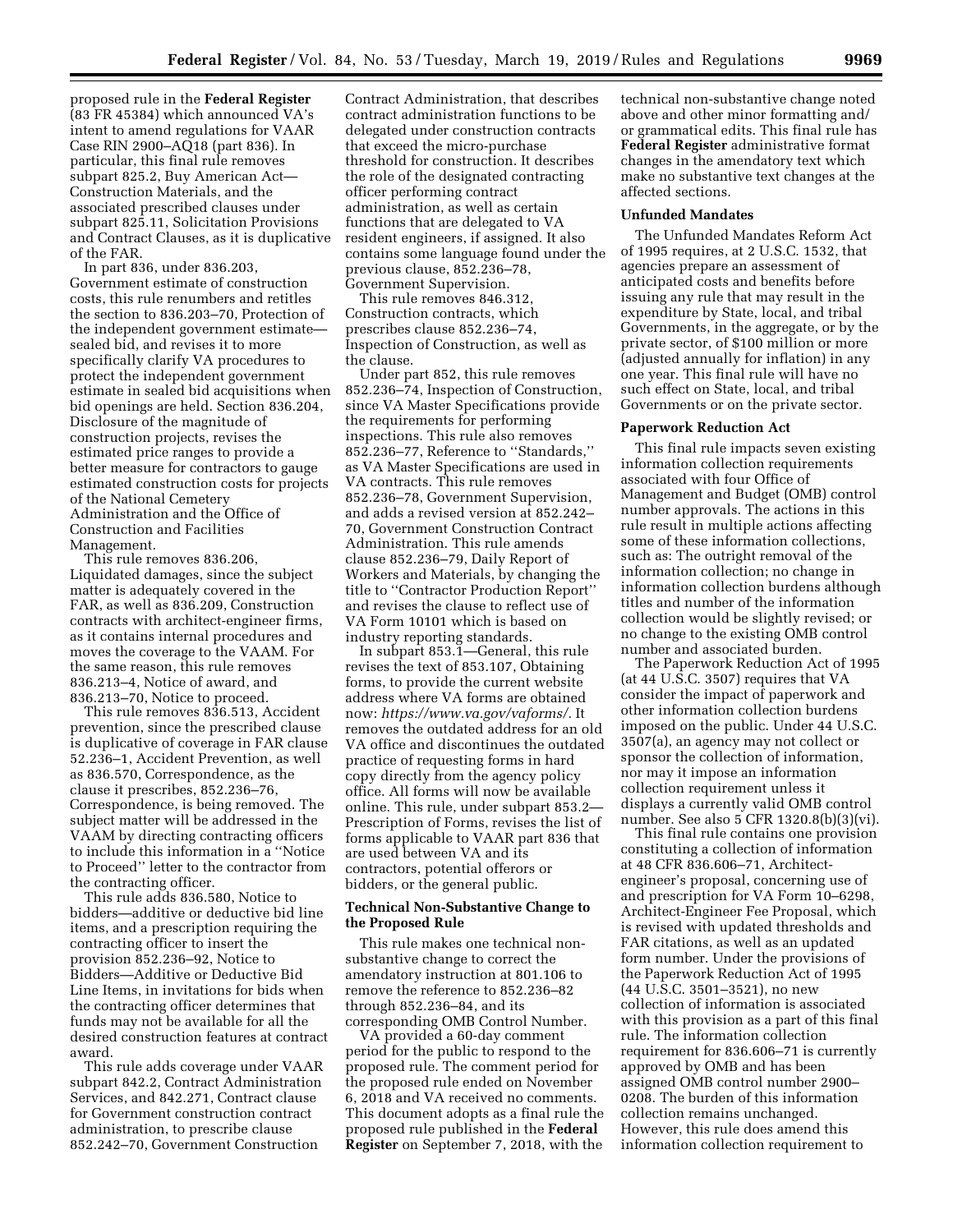proposed rule in the **Federal Register** (83 FR 45384) which announced VA's intent to amend regulations for VAAR Case RIN 2900–AQ18 (part 836). In particular, this final rule removes subpart 825.2, Buy American Act—Construction Materials, and the associated prescribed clauses under subpart 825.11, Solicitation Provisions and Contract Clauses, as it is duplicative of the FAR.

In part 836, under 836.203, Government estimate of construction costs, this rule renumbers and retitles the section to 836.203–70, Protection of the independent government estimate—sealed bid, and revises it to more specifically clarify VA procedures to protect the independent government estimate in sealed bid acquisitions when bid openings are held. Section 836.204, Disclosure of the magnitude of construction projects, revises the estimated price ranges to provide a better measure for contractors to gauge estimated construction costs for projects of the National Cemetery Administration and the Office of Construction and Facilities Management.

This rule removes 836.206, Liquidated damages, since the subject matter is adequately covered in the FAR, as well as 836.209, Construction contracts with architect-engineer firms, as it contains internal procedures and moves the coverage to the VAAM. For the same reason, this rule removes 836.213–4, Notice of award, and 836.213–70, Notice to proceed.

This rule removes 836.513, Accident prevention, since the prescribed clause is duplicative of coverage in FAR clause 52.236–1, Accident Prevention, as well as 836.570, Correspondence, as the clause it prescribes, 852.236–76, Correspondence, is being removed. The subject matter will be addressed in the VAAM by directing contracting officers to include this information in a ''Notice to Proceed'' letter to the contractor from the contracting officer.

This rule adds 836.580, Notice to bidders—additive or deductive bid line items, and a prescription requiring the contracting officer to insert the provision 852.236–92, Notice to Bidders—Additive or Deductive Bid Line Items, in invitations for bids when the contracting officer determines that funds may not be available for all the desired construction features at contract award.

This rule adds coverage under VAAR subpart 842.2, Contract Administration Services, and 842.271, Contract clause for Government construction contract administration, to prescribe clause 852.242–70, Government Construction Contract Administration, that describes contract administration functions to be delegated under construction contracts that exceed the micro-purchase threshold for construction. It describes the role of the designated contracting officer performing contract administration, as well as certain functions that are delegated to VA resident engineers, if assigned. It also contains some language found under the previous clause, 852.236–78, Government Supervision.

This rule removes 846.312, Construction contracts, which prescribes clause 852.236–74, Inspection of Construction, as well as the clause.

Under part 852, this rule removes 852.236–74, Inspection of Construction, since VA Master Specifications provide the requirements for performing inspections. This rule also removes 852.236–77, Reference to ''Standards,'' as VA Master Specifications are used in VA contracts. This rule removes 852.236–78, Government Supervision, and adds a revised version at 852.242–70, Government Construction Contract Administration. This rule amends clause 852.236–79, Daily Report of Workers and Materials, by changing the title to ''Contractor Production Report'' and revises the clause to reflect use of VA Form 10101 which is based on industry reporting standards.

In subpart 853.1—General, this rule revises the text of 853.107, Obtaining forms, to provide the current website address where VA forms are obtained now: *https://www.va.gov/vaforms/*. It removes the outdated address for an old VA office and discontinues the outdated practice of requesting forms in hard copy directly from the agency policy office. All forms will now be available online. This rule, under subpart 853.2—Prescription of Forms, revises the list of forms applicable to VAAR part 836 that are used between VA and its contractors, potential offerors or bidders, or the general public.

### Technical Non-Substantive Change to the Proposed Rule

This rule makes one technical non-substantive change to correct the amendatory instruction at 801.106 to remove the reference to 852.236–82 through 852.236–84, and its corresponding OMB Control Number.

VA provided a 60-day comment period for the public to respond to the proposed rule. The comment period for the proposed rule ended on November 6, 2018 and VA received no comments. This document adopts as a final rule the proposed rule published in the **Federal Register** on September 7, 2018, with the technical non-substantive change noted above and other minor formatting and/or grammatical edits. This final rule has **Federal Register** administrative format changes in the amendatory text which make no substantive text changes at the affected sections.

### Unfunded Mandates

The Unfunded Mandates Reform Act of 1995 requires, at 2 U.S.C. 1532, that agencies prepare an assessment of anticipated costs and benefits before issuing any rule that may result in the expenditure by State, local, and tribal Governments, in the aggregate, or by the private sector, of $100 million or more (adjusted annually for inflation) in any one year. This final rule will have no such effect on State, local, and tribal Governments or on the private sector.

### Paperwork Reduction Act

This final rule impacts seven existing information collection requirements associated with four Office of Management and Budget (OMB) control number approvals. The actions in this rule result in multiple actions affecting some of these information collections, such as: The outright removal of the information collection; no change in information collection burdens although titles and number of the information collection would be slightly revised; or no change to the existing OMB control number and associated burden.

The Paperwork Reduction Act of 1995 (at 44 U.S.C. 3507) requires that VA consider the impact of paperwork and other information collection burdens imposed on the public. Under 44 U.S.C. 3507(a), an agency may not collect or sponsor the collection of information, nor may it impose an information collection requirement unless it displays a currently valid OMB control number. See also 5 CFR 1320.8(b)(3)(vi).

This final rule contains one provision constituting a collection of information at 48 CFR 836.606–71, Architect-engineer's proposal, concerning use of and prescription for VA Form 10–6298, Architect-Engineer Fee Proposal, which is revised with updated thresholds and FAR citations, as well as an updated form number. Under the provisions of the Paperwork Reduction Act of 1995 (44 U.S.C. 3501–3521), no new collection of information is associated with this provision as a part of this final rule. The information collection requirement for 836.606–71 is currently approved by OMB and has been assigned OMB control number 2900–0208. The burden of this information collection remains unchanged. However, this rule does amend this information collection requirement to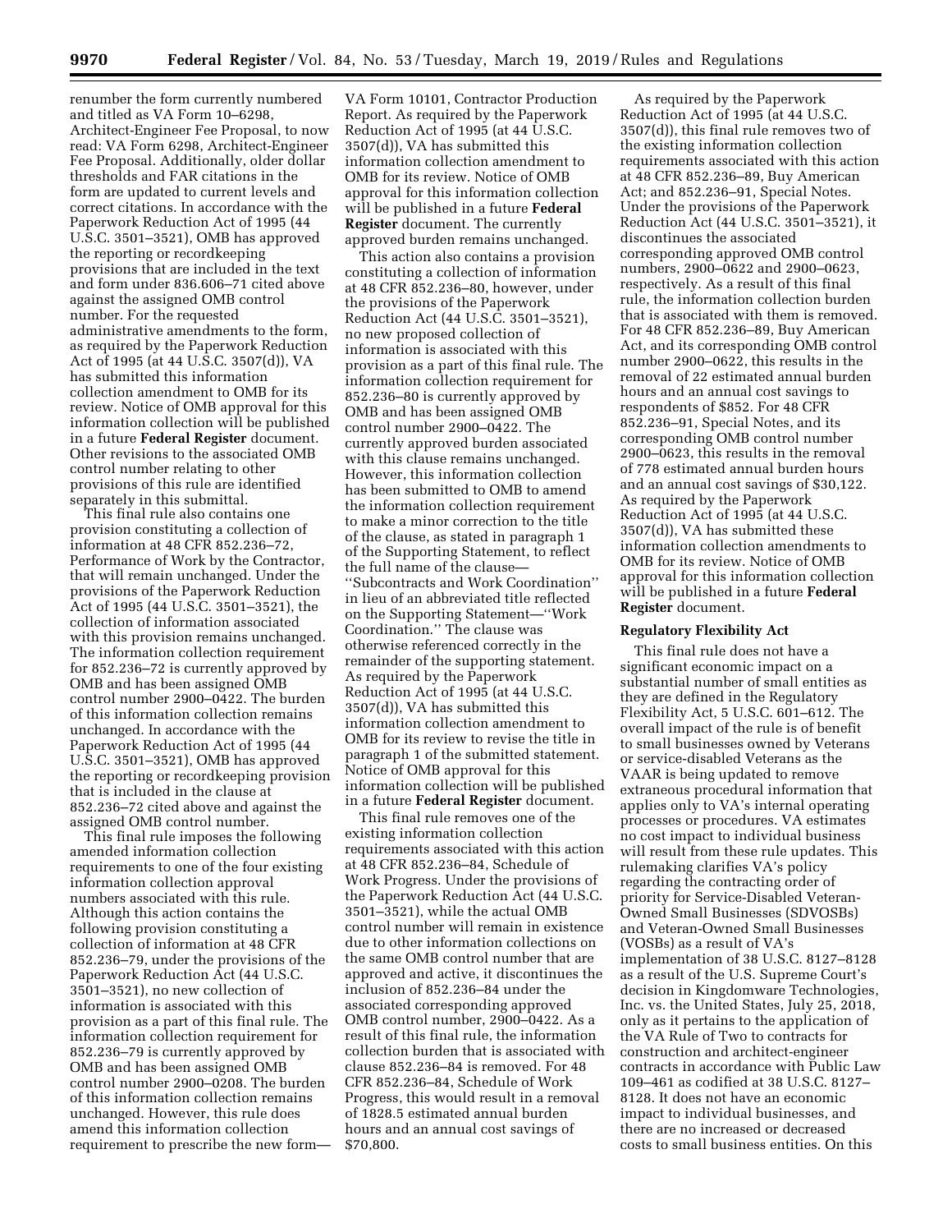renumber the form currently numbered and titled as VA Form 10–6298, Architect-Engineer Fee Proposal, to now read: VA Form 6298, Architect-Engineer Fee Proposal. Additionally, older dollar thresholds and FAR citations in the form are updated to current levels and correct citations. In accordance with the Paperwork Reduction Act of 1995 (44 U.S.C. 3501–3521), OMB has approved the reporting or recordkeeping provisions that are included in the text and form under 836.606–71 cited above against the assigned OMB control number. For the requested administrative amendments to the form, as required by the Paperwork Reduction Act of 1995 (at 44 U.S.C. 3507(d)), VA has submitted this information collection amendment to OMB for its review. Notice of OMB approval for this information collection will be published in a future **Federal Register** document. Other revisions to the associated OMB control number relating to other provisions of this rule are identified separately in this submittal.

This final rule also contains one provision constituting a collection of information at 48 CFR 852.236–72, Performance of Work by the Contractor, that will remain unchanged. Under the provisions of the Paperwork Reduction Act of 1995 (44 U.S.C. 3501–3521), the collection of information associated with this provision remains unchanged. The information collection requirement for 852.236–72 is currently approved by OMB and has been assigned OMB control number 2900–0422. The burden of this information collection remains unchanged. In accordance with the Paperwork Reduction Act of 1995 (44 U.S.C. 3501–3521), OMB has approved the reporting or recordkeeping provision that is included in the clause at 852.236–72 cited above and against the assigned OMB control number.

This final rule imposes the following amended information collection requirements to one of the four existing information collection approval numbers associated with this rule. Although this action contains the following provision constituting a collection of information at 48 CFR 852.236–79, under the provisions of the Paperwork Reduction Act (44 U.S.C. 3501–3521), no new collection of information is associated with this provision as a part of this final rule. The information collection requirement for 852.236–79 is currently approved by OMB and has been assigned OMB control number 2900–0208. The burden of this information collection remains unchanged. However, this rule does amend this information collection requirement to prescribe the new form—VA Form 10101, Contractor Production Report. As required by the Paperwork Reduction Act of 1995 (at 44 U.S.C. 3507(d)), VA has submitted this information collection amendment to OMB for its review. Notice of OMB approval for this information collection will be published in a future **Federal Register** document. The currently approved burden remains unchanged.

This action also contains a provision constituting a collection of information at 48 CFR 852.236–80, however, under the provisions of the Paperwork Reduction Act (44 U.S.C. 3501–3521), no new proposed collection of information is associated with this provision as a part of this final rule. The information collection requirement for 852.236–80 is currently approved by OMB and has been assigned OMB control number 2900–0422. The currently approved burden associated with this clause remains unchanged. However, this information collection has been submitted to OMB to amend the information collection requirement to make a minor correction to the title of the clause, as stated in paragraph 1 of the Supporting Statement, to reflect the full name of the clause—''Subcontracts and Work Coordination'' in lieu of an abbreviated title reflected on the Supporting Statement—''Work Coordination.'' The clause was otherwise referenced correctly in the remainder of the supporting statement. As required by the Paperwork Reduction Act of 1995 (at 44 U.S.C. 3507(d)), VA has submitted this information collection amendment to OMB for its review to revise the title in paragraph 1 of the submitted statement. Notice of OMB approval for this information collection will be published in a future **Federal Register** document.

This final rule removes one of the existing information collection requirements associated with this action at 48 CFR 852.236–84, Schedule of Work Progress. Under the provisions of the Paperwork Reduction Act (44 U.S.C. 3501–3521), while the actual OMB control number will remain in existence due to other information collections on the same OMB control number that are approved and active, it discontinues the inclusion of 852.236–84 under the associated corresponding approved OMB control number, 2900–0422. As a result of this final rule, the information collection burden that is associated with clause 852.236–84 is removed. For 48 CFR 852.236–84, Schedule of Work Progress, this would result in a removal of 1828.5 estimated annual burden hours and an annual cost savings of $70,800.

As required by the Paperwork Reduction Act of 1995 (at 44 U.S.C. 3507(d)), this final rule removes two of the existing information collection requirements associated with this action at 48 CFR 852.236–89, Buy American Act; and 852.236–91, Special Notes. Under the provisions of the Paperwork Reduction Act (44 U.S.C. 3501–3521), it discontinues the associated corresponding approved OMB control numbers, 2900–0622 and 2900–0623, respectively. As a result of this final rule, the information collection burden that is associated with them is removed. For 48 CFR 852.236–89, Buy American Act, and its corresponding OMB control number 2900–0622, this results in the removal of 22 estimated annual burden hours and an annual cost savings to respondents of $852. For 48 CFR 852.236–91, Special Notes, and its corresponding OMB control number 2900–0623, this results in the removal of 778 estimated annual burden hours and an annual cost savings of $30,122. As required by the Paperwork Reduction Act of 1995 (at 44 U.S.C. 3507(d)), VA has submitted these information collection amendments to OMB for its review. Notice of OMB approval for this information collection will be published in a future **Federal Register** document.

**Regulatory Flexibility Act**

This final rule does not have a significant economic impact on a substantial number of small entities as they are defined in the Regulatory Flexibility Act, 5 U.S.C. 601–612. The overall impact of the rule is of benefit to small businesses owned by Veterans or service-disabled Veterans as the VAAR is being updated to remove extraneous procedural information that applies only to VA's internal operating processes or procedures. VA estimates no cost impact to individual business will result from these rule updates. This rulemaking clarifies VA's policy regarding the contracting order of priority for Service-Disabled Veteran-Owned Small Businesses (SDVOSBs) and Veteran-Owned Small Businesses (VOSBs) as a result of VA's implementation of 38 U.S.C. 8127–8128 as a result of the U.S. Supreme Court's decision in Kingdomware Technologies, Inc. vs. the United States, July 25, 2018, only as it pertains to the application of the VA Rule of Two to contracts for construction and architect-engineer contracts in accordance with Public Law 109–461 as codified at 38 U.S.C. 8127–8128. It does not have an economic impact to individual businesses, and there are no increased or decreased costs to small business entities. On this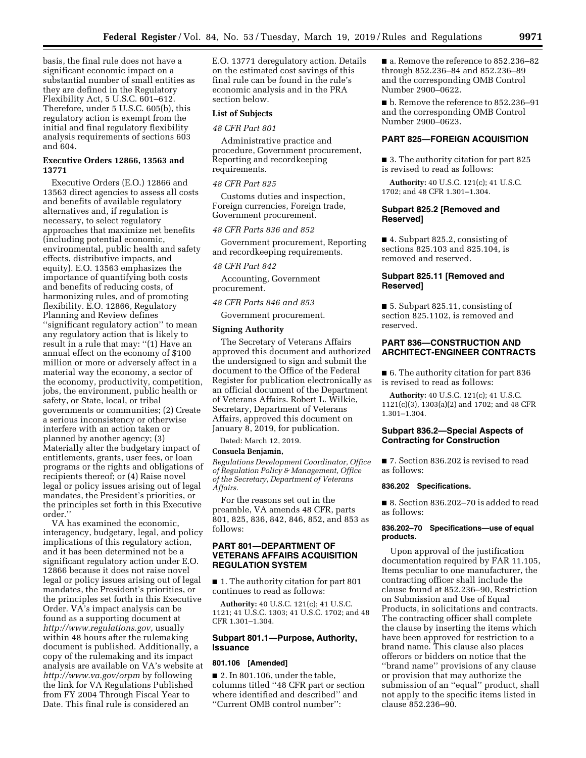basis, the final rule does not have a significant economic impact on a substantial number of small entities as they are defined in the Regulatory Flexibility Act, 5 U.S.C. 601–612. Therefore, under 5 U.S.C. 605(b), this regulatory action is exempt from the initial and final regulatory flexibility analysis requirements of sections 603 and 604.

**Executive Orders 12866, 13563 and 13771**

Executive Orders (E.O.) 12866 and 13563 direct agencies to assess all costs and benefits of available regulatory alternatives and, if regulation is necessary, to select regulatory approaches that maximize net benefits (including potential economic, environmental, public health and safety effects, distributive impacts, and equity). E.O. 13563 emphasizes the importance of quantifying both costs and benefits of reducing costs, of harmonizing rules, and of promoting flexibility. E.O. 12866, Regulatory Planning and Review defines ''significant regulatory action'' to mean any regulatory action that is likely to result in a rule that may: ''(1) Have an annual effect on the economy of $100 million or more or adversely affect in a material way the economy, a sector of the economy, productivity, competition, jobs, the environment, public health or safety, or State, local, or tribal governments or communities; (2) Create a serious inconsistency or otherwise interfere with an action taken or planned by another agency; (3) Materially alter the budgetary impact of entitlements, grants, user fees, or loan programs or the rights and obligations of recipients thereof; or (4) Raise novel legal or policy issues arising out of legal mandates, the President's priorities, or the principles set forth in this Executive order.''

VA has examined the economic, interagency, budgetary, legal, and policy implications of this regulatory action, and it has been determined not be a significant regulatory action under E.O. 12866 because it does not raise novel legal or policy issues arising out of legal mandates, the President's priorities, or the principles set forth in this Executive Order. VA's impact analysis can be found as a supporting document at *http://www.regulations.gov,* usually within 48 hours after the rulemaking document is published. Additionally, a copy of the rulemaking and its impact analysis are available on VA's website at *http://www.va.gov/orpm* by following the link for VA Regulations Published from FY 2004 Through Fiscal Year to Date. This final rule is considered an E.O. 13771 deregulatory action. Details on the estimated cost savings of this final rule can be found in the rule's economic analysis and in the PRA section below.

**List of Subjects**

*48 CFR Part 801*

Administrative practice and procedure, Government procurement, Reporting and recordkeeping requirements.

*48 CFR Part 825*

Customs duties and inspection, Foreign currencies, Foreign trade, Government procurement.

*48 CFR Parts 836 and 852*

Government procurement, Reporting and recordkeeping requirements.

*48 CFR Part 842*

Accounting, Government procurement.

*48 CFR Parts 846 and 853*

Government procurement.

**Signing Authority**

The Secretary of Veterans Affairs approved this document and authorized the undersigned to sign and submit the document to the Office of the Federal Register for publication electronically as an official document of the Department of Veterans Affairs. Robert L. Wilkie, Secretary, Department of Veterans Affairs, approved this document on January 8, 2019, for publication.

Dated: March 12, 2019.

**Consuela Benjamin,**

*Regulations Development Coordinator, Office of Regulation Policy & Management, Office of the Secretary, Department of Veterans Affairs.*

For the reasons set out in the preamble, VA amends 48 CFR, parts 801, 825, 836, 842, 846, 852, and 853 as follows:

## PART 801—DEPARTMENT OF VETERANS AFFAIRS ACQUISITION REGULATION SYSTEM

■ 1. The authority citation for part 801 continues to read as follows:

**Authority:** 40 U.S.C. 121(c); 41 U.S.C. 1121; 41 U.S.C. 1303; 41 U.S.C. 1702; and 48 CFR 1.301–1.304.

### Subpart 801.1—Purpose, Authority, Issuance

**801.106 [Amended]**

■ 2. In 801.106, under the table, columns titled ''48 CFR part or section where identified and described'' and ''Current OMB control number'':

■ a. Remove the reference to 852.236–82 through 852.236–84 and 852.236–89 and the corresponding OMB Control Number 2900–0622.

■ b. Remove the reference to 852.236–91 and the corresponding OMB Control Number 2900–0623.

## PART 825—FOREIGN ACQUISITION

■ 3. The authority citation for part 825 is revised to read as follows:

**Authority:** 40 U.S.C. 121(c); 41 U.S.C. 1702; and 48 CFR 1.301–1.304.

### Subpart 825.2 [Removed and Reserved]

■ 4. Subpart 825.2, consisting of sections 825.103 and 825.104, is removed and reserved.

### Subpart 825.11 [Removed and Reserved]

■ 5. Subpart 825.11, consisting of section 825.1102, is removed and reserved.

## PART 836—CONSTRUCTION AND ARCHITECT-ENGINEER CONTRACTS

■ 6. The authority citation for part 836 is revised to read as follows:

**Authority:** 40 U.S.C. 121(c); 41 U.S.C. 1121(c)(3), 1303(a)(2) and 1702; and 48 CFR 1.301–1.304.

### Subpart 836.2—Special Aspects of Contracting for Construction

■ 7. Section 836.202 is revised to read as follows:

**836.202 Specifications.**

■ 8. Section 836.202–70 is added to read as follows:

**836.202–70 Specifications—use of equal products.**

Upon approval of the justification documentation required by FAR 11.105, Items peculiar to one manufacturer, the contracting officer shall include the clause found at 852.236–90, Restriction on Submission and Use of Equal Products, in solicitations and contracts. The contracting officer shall complete the clause by inserting the items which have been approved for restriction to a brand name. This clause also places offerors or bidders on notice that the ''brand name'' provisions of any clause or provision that may authorize the submission of an ''equal'' product, shall not apply to the specific items listed in clause 852.236–90.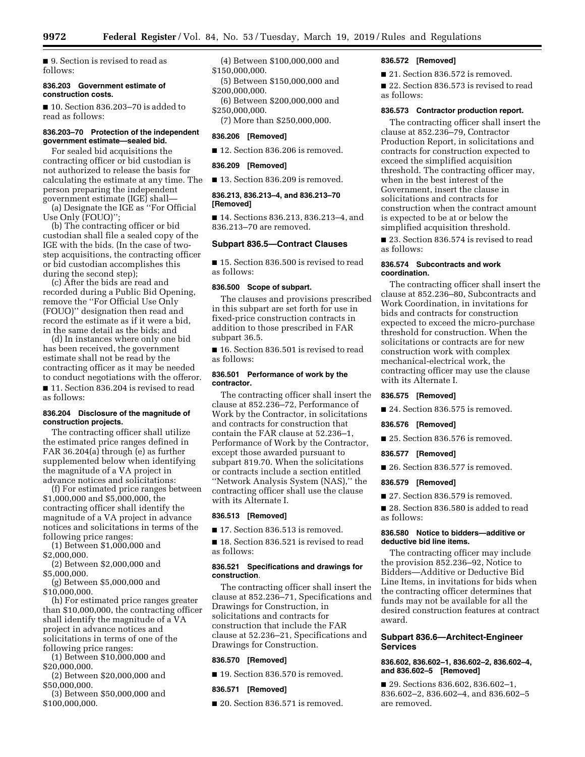■ 9. Section is revised to read as follows:

**836.203 Government estimate of construction costs.**

■ 10. Section 836.203–70 is added to read as follows:

**836.203–70 Protection of the independent government estimate—sealed bid.**

For sealed bid acquisitions the contracting officer or bid custodian is not authorized to release the basis for calculating the estimate at any time. The person preparing the independent government estimate (IGE) shall—

(a) Designate the IGE as ''For Official Use Only (FOUO)'';

(b) The contracting officer or bid custodian shall file a sealed copy of the IGE with the bids. (In the case of two-step acquisitions, the contracting officer or bid custodian accomplishes this during the second step);

(c) After the bids are read and recorded during a Public Bid Opening, remove the ''For Official Use Only (FOUO)'' designation then read and record the estimate as if it were a bid, in the same detail as the bids; and

(d) In instances where only one bid has been received, the government estimate shall not be read by the contracting officer as it may be needed to conduct negotiations with the offeror.

■ 11. Section 836.204 is revised to read as follows:

**836.204 Disclosure of the magnitude of construction projects.**

The contracting officer shall utilize the estimated price ranges defined in FAR 36.204(a) through (e) as further supplemented below when identifying the magnitude of a VA project in advance notices and solicitations:

(f) For estimated price ranges between $1,000,000 and $5,000,000, the contracting officer shall identify the magnitude of a VA project in advance notices and solicitations in terms of the following price ranges:

(1) Between $1,000,000 and $2,000,000.

(2) Between $2,000,000 and $5,000,000.

(g) Between $5,000,000 and $10,000,000.

(h) For estimated price ranges greater than $10,000,000, the contracting officer shall identify the magnitude of a VA project in advance notices and solicitations in terms of one of the following price ranges:

(1) Between $10,000,000 and $20,000,000.

(2) Between $20,000,000 and $50,000,000.

(3) Between $50,000,000 and $100,000,000.

(4) Between $100,000,000 and $150,000,000.

(5) Between $150,000,000 and $200,000,000.

(6) Between $200,000,000 and $250,000,000.

(7) More than $250,000,000.

**836.206 [Removed]**

■ 12. Section 836.206 is removed.

**836.209 [Removed]**

■ 13. Section 836.209 is removed.

**836.213, 836.213–4, and 836.213–70 [Removed]**

■ 14. Sections 836.213, 836.213–4, and 836.213–70 are removed.

## Subpart 836.5—Contract Clauses

■ 15. Section 836.500 is revised to read as follows:

**836.500 Scope of subpart.**

The clauses and provisions prescribed in this subpart are set forth for use in fixed-price construction contracts in addition to those prescribed in FAR subpart 36.5.

■ 16. Section 836.501 is revised to read as follows:

**836.501 Performance of work by the contractor.**

The contracting officer shall insert the clause at 852.236–72, Performance of Work by the Contractor, in solicitations and contracts for construction that contain the FAR clause at 52.236–1, Performance of Work by the Contractor, except those awarded pursuant to subpart 819.70. When the solicitations or contracts include a section entitled ''Network Analysis System (NAS),'' the contracting officer shall use the clause with its Alternate I.

**836.513 [Removed]**

■ 17. Section 836.513 is removed.

■ 18. Section 836.521 is revised to read as follows:

**836.521 Specifications and drawings for construction.**

The contracting officer shall insert the clause at 852.236–71, Specifications and Drawings for Construction, in solicitations and contracts for construction that include the FAR clause at 52.236–21, Specifications and Drawings for Construction.

**836.570 [Removed]**

■ 19. Section 836.570 is removed.

**836.571 [Removed]**

■ 20. Section 836.571 is removed.

**836.572 [Removed]**

■ 21. Section 836.572 is removed.

■ 22. Section 836.573 is revised to read as follows:

**836.573 Contractor production report.**

The contracting officer shall insert the clause at 852.236–79, Contractor Production Report, in solicitations and contracts for construction expected to exceed the simplified acquisition threshold. The contracting officer may, when in the best interest of the Government, insert the clause in solicitations and contracts for construction when the contract amount is expected to be at or below the simplified acquisition threshold.

■ 23. Section 836.574 is revised to read as follows:

**836.574 Subcontracts and work coordination.**

The contracting officer shall insert the clause at 852.236–80, Subcontracts and Work Coordination, in invitations for bids and contracts for construction expected to exceed the micro-purchase threshold for construction. When the solicitations or contracts are for new construction work with complex mechanical-electrical work, the contracting officer may use the clause with its Alternate I.

**836.575 [Removed]**

■ 24. Section 836.575 is removed.

**836.576 [Removed]**

■ 25. Section 836.576 is removed.

**836.577 [Removed]**

■ 26. Section 836.577 is removed.

**836.579 [Removed]**

■ 27. Section 836.579 is removed.

■ 28. Section 836.580 is added to read as follows:

**836.580 Notice to bidders—additive or deductive bid line items.**

The contracting officer may include the provision 852.236–92, Notice to Bidders—Additive or Deductive Bid Line Items, in invitations for bids when the contracting officer determines that funds may not be available for all the desired construction features at contract award.

## Subpart 836.6—Architect-Engineer Services

**836.602, 836.602–1, 836.602–2, 836.602–4, and 836.602–5 [Removed]**

■ 29. Sections 836.602, 836.602–1, 836.602–2, 836.602–4, and 836.602–5 are removed.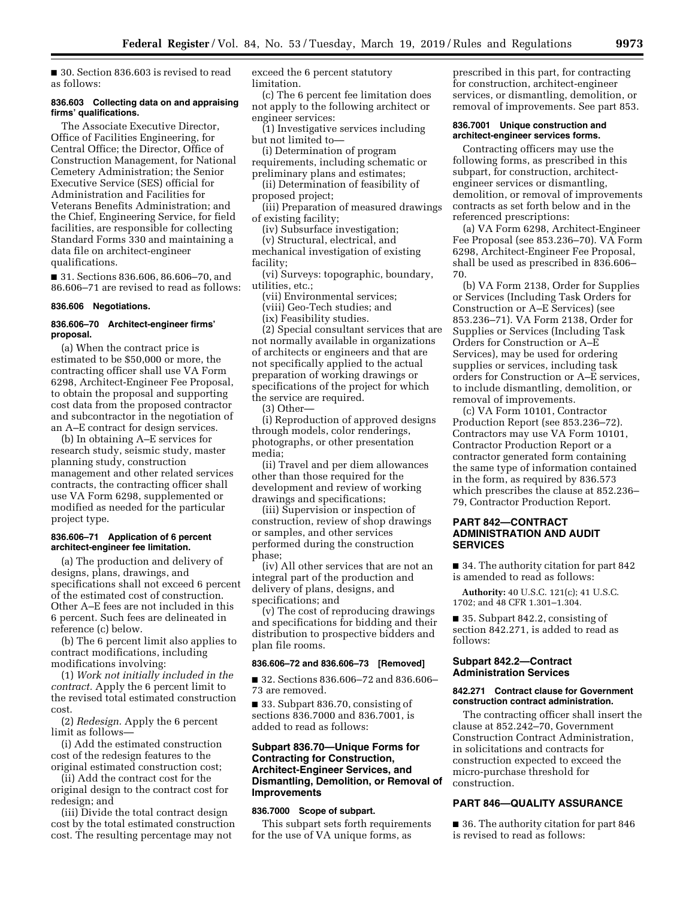■ 30. Section 836.603 is revised to read as follows:

**836.603 Collecting data on and appraising firms' qualifications.**

The Associate Executive Director, Office of Facilities Engineering, for Central Office; the Director, Office of Construction Management, for National Cemetery Administration; the Senior Executive Service (SES) official for Administration and Facilities for Veterans Benefits Administration; and the Chief, Engineering Service, for field facilities, are responsible for collecting Standard Forms 330 and maintaining a data file on architect-engineer qualifications.

■ 31. Sections 836.606, 86.606–70, and 86.606–71 are revised to read as follows:

**836.606 Negotiations.**

**836.606–70 Architect-engineer firms' proposal.**

(a) When the contract price is estimated to be $50,000 or more, the contracting officer shall use VA Form 6298, Architect-Engineer Fee Proposal, to obtain the proposal and supporting cost data from the proposed contractor and subcontractor in the negotiation of an A–E contract for design services.

(b) In obtaining A–E services for research study, seismic study, master planning study, construction management and other related services contracts, the contracting officer shall use VA Form 6298, supplemented or modified as needed for the particular project type.

**836.606–71 Application of 6 percent architect-engineer fee limitation.**

(a) The production and delivery of designs, plans, drawings, and specifications shall not exceed 6 percent of the estimated cost of construction. Other A–E fees are not included in this 6 percent. Such fees are delineated in reference (c) below.

(b) The 6 percent limit also applies to contract modifications, including modifications involving:

(1) *Work not initially included in the contract.* Apply the 6 percent limit to the revised total estimated construction cost.

(2) *Redesign.* Apply the 6 percent limit as follows—

(i) Add the estimated construction cost of the redesign features to the original estimated construction cost;

(ii) Add the contract cost for the original design to the contract cost for redesign; and

(iii) Divide the total contract design cost by the total estimated construction cost. The resulting percentage may not exceed the 6 percent statutory limitation.

(c) The 6 percent fee limitation does not apply to the following architect or engineer services:

(1) Investigative services including but not limited to—

(i) Determination of program requirements, including schematic or preliminary plans and estimates;

(ii) Determination of feasibility of proposed project;

(iii) Preparation of measured drawings of existing facility;

(iv) Subsurface investigation;

(v) Structural, electrical, and mechanical investigation of existing facility;

(vi) Surveys: topographic, boundary, utilities, etc.;

(vii) Environmental services;

(viii) Geo-Tech studies; and

(ix) Feasibility studies.

(2) Special consultant services that are not normally available in organizations of architects or engineers and that are not specifically applied to the actual preparation of working drawings or specifications of the project for which the service are required.

(3) Other—

(i) Reproduction of approved designs through models, color renderings, photographs, or other presentation media;

(ii) Travel and per diem allowances other than those required for the development and review of working drawings and specifications;

(iii) Supervision or inspection of construction, review of shop drawings or samples, and other services performed during the construction phase;

(iv) All other services that are not an integral part of the production and delivery of plans, designs, and specifications; and

(v) The cost of reproducing drawings and specifications for bidding and their distribution to prospective bidders and plan file rooms.

**836.606–72 and 836.606–73 [Removed]**

■ 32. Sections 836.606–72 and 836.606–73 are removed.

■ 33. Subpart 836.70, consisting of sections 836.7000 and 836.7001, is added to read as follows:

## Subpart 836.70—Unique Forms for Contracting for Construction, Architect-Engineer Services, and Dismantling, Demolition, or Removal of Improvements

**836.7000 Scope of subpart.**

This subpart sets forth requirements for the use of VA unique forms, as prescribed in this part, for contracting for construction, architect-engineer services, or dismantling, demolition, or removal of improvements. See part 853.

**836.7001 Unique construction and architect-engineer services forms.**

Contracting officers may use the following forms, as prescribed in this subpart, for construction, architect-engineer services or dismantling, demolition, or removal of improvements contracts as set forth below and in the referenced prescriptions:

(a) VA Form 6298, Architect-Engineer Fee Proposal (see 853.236–70). VA Form 6298, Architect-Engineer Fee Proposal, shall be used as prescribed in 836.606–70.

(b) VA Form 2138, Order for Supplies or Services (Including Task Orders for Construction or A–E Services) (see 853.236–71). VA Form 2138, Order for Supplies or Services (Including Task Orders for Construction or A–E Services), may be used for ordering supplies or services, including task orders for Construction or A–E services, to include dismantling, demolition, or removal of improvements.

(c) VA Form 10101, Contractor Production Report (see 853.236–72). Contractors may use VA Form 10101, Contractor Production Report or a contractor generated form containing the same type of information contained in the form, as required by 836.573 which prescribes the clause at 852.236–79, Contractor Production Report.

## PART 842—CONTRACT ADMINISTRATION AND AUDIT SERVICES

■ 34. The authority citation for part 842 is amended to read as follows:

**Authority:** 40 U.S.C. 121(c); 41 U.S.C. 1702; and 48 CFR 1.301–1.304.

■ 35. Subpart 842.2, consisting of section 842.271, is added to read as follows:

## Subpart 842.2—Contract Administration Services

**842.271 Contract clause for Government construction contract administration.**

The contracting officer shall insert the clause at 852.242–70, Government Construction Contract Administration, in solicitations and contracts for construction expected to exceed the micro-purchase threshold for construction.

## PART 846—QUALITY ASSURANCE

■ 36. The authority citation for part 846 is revised to read as follows: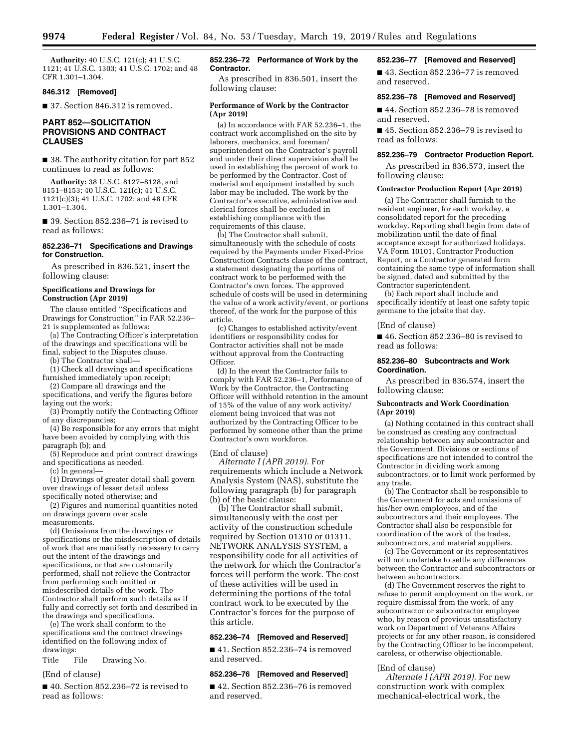**Authority:** 40 U.S.C. 121(c); 41 U.S.C. 1121; 41 U.S.C. 1303; 41 U.S.C. 1702; and 48 CFR 1.301–1.304.

#### 846.312 [Removed]

■ 37. Section 846.312 is removed.

## PART 852—SOLICITATION PROVISIONS AND CONTRACT CLAUSES

■ 38. The authority citation for part 852 continues to read as follows:

**Authority:** 38 U.S.C. 8127–8128, and 8151–8153; 40 U.S.C. 121(c); 41 U.S.C. 1121(c)(3); 41 U.S.C. 1702; and 48 CFR 1.301–1.304.

■ 39. Section 852.236–71 is revised to read as follows:

#### 852.236–71 Specifications and Drawings for Construction.

As prescribed in 836.521, insert the following clause:

**Specifications and Drawings for Construction (Apr 2019)**

The clause entitled ''Specifications and Drawings for Construction'' in FAR 52.236–21 is supplemented as follows:

(a) The Contracting Officer's interpretation of the drawings and specifications will be final, subject to the Disputes clause.

(b) The Contractor shall—

(1) Check all drawings and specifications furnished immediately upon receipt;

(2) Compare all drawings and the specifications, and verify the figures before laying out the work;

(3) Promptly notify the Contracting Officer of any discrepancies;

(4) Be responsible for any errors that might have been avoided by complying with this paragraph (b); and

(5) Reproduce and print contract drawings and specifications as needed.

(c) In general—

(1) Drawings of greater detail shall govern over drawings of lesser detail unless specifically noted otherwise; and

(2) Figures and numerical quantities noted on drawings govern over scale measurements.

(d) Omissions from the drawings or specifications or the misdescription of details of work that are manifestly necessary to carry out the intent of the drawings and specifications, or that are customarily performed, shall not relieve the Contractor from performing such omitted or misdescribed details of the work. The Contractor shall perform such details as if fully and correctly set forth and described in the drawings and specifications.

(e) The work shall conform to the specifications and the contract drawings identified on the following index of drawings:

Title File Drawing No.

(End of clause)

■ 40. Section 852.236–72 is revised to read as follows:

#### 852.236–72 Performance of Work by the Contractor.

As prescribed in 836.501, insert the following clause:

**Performance of Work by the Contractor (Apr 2019)**

(a) In accordance with FAR 52.236–1, the contract work accomplished on the site by laborers, mechanics, and foreman/superintendent on the Contractor's payroll and under their direct supervision shall be used in establishing the percent of work to be performed by the Contractor. Cost of material and equipment installed by such labor may be included. The work by the Contractor's executive, administrative and clerical forces shall be excluded in establishing compliance with the requirements of this clause.

(b) The Contractor shall submit, simultaneously with the schedule of costs required by the Payments under Fixed-Price Construction Contracts clause of the contract, a statement designating the portions of contract work to be performed with the Contractor's own forces. The approved schedule of costs will be used in determining the value of a work activity/event, or portions thereof, of the work for the purpose of this article.

(c) Changes to established activity/event identifiers or responsibility codes for Contractor activities shall not be made without approval from the Contracting Officer.

(d) In the event the Contractor fails to comply with FAR 52.236–1, Performance of Work by the Contractor, the Contracting Officer will withhold retention in the amount of 15% of the value of any work activity/element being invoiced that was not authorized by the Contracting Officer to be performed by someone other than the prime Contractor's own workforce.

(End of clause)

*Alternate I (APR 2019).* For requirements which include a Network Analysis System (NAS), substitute the following paragraph (b) for paragraph (b) of the basic clause:

(b) The Contractor shall submit, simultaneously with the cost per activity of the construction schedule required by Section 01310 or 01311, NETWORK ANALYSIS SYSTEM, a responsibility code for all activities of the network for which the Contractor's forces will perform the work. The cost of these activities will be used in determining the portions of the total contract work to be executed by the Contractor's forces for the purpose of this article.

#### 852.236–74 [Removed and Reserved]

■ 41. Section 852.236–74 is removed and reserved.

#### 852.236–76 [Removed and Reserved]

■ 42. Section 852.236–76 is removed and reserved.

#### 852.236–77 [Removed and Reserved]

■ 43. Section 852.236–77 is removed and reserved.

#### 852.236–78 [Removed and Reserved]

■ 44. Section 852.236–78 is removed and reserved.

■ 45. Section 852.236–79 is revised to read as follows:

#### 852.236–79 Contractor Production Report.

As prescribed in 836.573, insert the following clause:

**Contractor Production Report (Apr 2019)**

(a) The Contractor shall furnish to the resident engineer, for each workday, a consolidated report for the preceding workday. Reporting shall begin from date of mobilization until the date of final acceptance except for authorized holidays. VA Form 10101, Contractor Production Report, or a Contractor generated form containing the same type of information shall be signed, dated and submitted by the Contractor superintendent.

(b) Each report shall include and specifically identify at least one safety topic germane to the jobsite that day.

(End of clause)

■ 46. Section 852.236–80 is revised to read as follows:

#### 852.236–80 Subcontracts and Work Coordination.

As prescribed in 836.574, insert the following clause:

**Subcontracts and Work Coordination (Apr 2019)**

(a) Nothing contained in this contract shall be construed as creating any contractual relationship between any subcontractor and the Government. Divisions or sections of specifications are not intended to control the Contractor in dividing work among subcontractors, or to limit work performed by any trade.

(b) The Contractor shall be responsible to the Government for acts and omissions of his/her own employees, and of the subcontractors and their employees. The Contractor shall also be responsible for coordination of the work of the trades, subcontractors, and material suppliers.

(c) The Government or its representatives will not undertake to settle any differences between the Contractor and subcontractors or between subcontractors.

(d) The Government reserves the right to refuse to permit employment on the work, or require dismissal from the work, of any subcontractor or subcontractor employee who, by reason of previous unsatisfactory work on Department of Veterans Affairs projects or for any other reason, is considered by the Contracting Officer to be incompetent, careless, or otherwise objectionable.

(End of clause)

*Alternate I (APR 2019).* For new construction work with complex mechanical-electrical work, the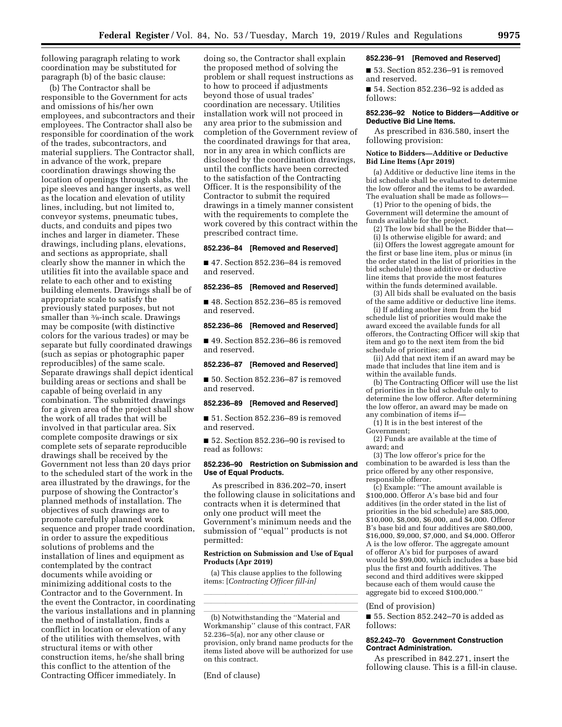following paragraph relating to work coordination may be substituted for paragraph (b) of the basic clause:

(b) The Contractor shall be responsible to the Government for acts and omissions of his/her own employees, and subcontractors and their employees. The Contractor shall also be responsible for coordination of the work of the trades, subcontractors, and material suppliers. The Contractor shall, in advance of the work, prepare coordination drawings showing the location of openings through slabs, the pipe sleeves and hanger inserts, as well as the location and elevation of utility lines, including, but not limited to, conveyor systems, pneumatic tubes, ducts, and conduits and pipes two inches and larger in diameter. These drawings, including plans, elevations, and sections as appropriate, shall clearly show the manner in which the utilities fit into the available space and relate to each other and to existing building elements. Drawings shall be of appropriate scale to satisfy the previously stated purposes, but not smaller than 3/8-inch scale. Drawings may be composite (with distinctive colors for the various trades) or may be separate but fully coordinated drawings (such as sepias or photographic paper reproducibles) of the same scale. Separate drawings shall depict identical building areas or sections and shall be capable of being overlaid in any combination. The submitted drawings for a given area of the project shall show the work of all trades that will be involved in that particular area. Six complete composite drawings or six complete sets of separate reproducible drawings shall be received by the Government not less than 20 days prior to the scheduled start of the work in the area illustrated by the drawings, for the purpose of showing the Contractor's planned methods of installation. The objectives of such drawings are to promote carefully planned work sequence and proper trade coordination, in order to assure the expeditious solutions of problems and the installation of lines and equipment as contemplated by the contract documents while avoiding or minimizing additional costs to the Contractor and to the Government. In the event the Contractor, in coordinating the various installations and in planning the method of installation, finds a conflict in location or elevation of any of the utilities with themselves, with structural items or with other construction items, he/she shall bring this conflict to the attention of the Contracting Officer immediately. In doing so, the Contractor shall explain the proposed method of solving the problem or shall request instructions as to how to proceed if adjustments beyond those of usual trades' coordination are necessary. Utilities installation work will not proceed in any area prior to the submission and completion of the Government review of the coordinated drawings for that area, nor in any area in which conflicts are disclosed by the coordination drawings, until the conflicts have been corrected to the satisfaction of the Contracting Officer. It is the responsibility of the Contractor to submit the required drawings in a timely manner consistent with the requirements to complete the work covered by this contract within the prescribed contract time.

**852.236–84 [Removed and Reserved]**

■ 47. Section 852.236–84 is removed and reserved.

**852.236–85 [Removed and Reserved]**

■ 48. Section 852.236–85 is removed and reserved.

**852.236–86 [Removed and Reserved]**

■ 49. Section 852.236–86 is removed and reserved.

**852.236–87 [Removed and Reserved]**

■ 50. Section 852.236–87 is removed and reserved.

**852.236–89 [Removed and Reserved]**

■ 51. Section 852.236–89 is removed and reserved.

■ 52. Section 852.236–90 is revised to read as follows:

**852.236–90 Restriction on Submission and Use of Equal Products.**

As prescribed in 836.202–70, insert the following clause in solicitations and contracts when it is determined that only one product will meet the Government's minimum needs and the submission of "equal" products is not permitted:

**Restriction on Submission and Use of Equal Products (Apr 2019)**

(a) This clause applies to the following items: [*Contracting Officer fill-in]*

___

___

___

(b) Notwithstanding the "Material and Workmanship" clause of this contract, FAR 52.236–5(a), nor any other clause or provision, only brand name products for the items listed above will be authorized for use on this contract.

(End of clause)

**852.236–91 [Removed and Reserved]**

■ 53. Section 852.236–91 is removed and reserved.

■ 54. Section 852.236–92 is added as follows:

**852.236–92 Notice to Bidders—Additive or Deductive Bid Line Items.**

As prescribed in 836.580, insert the following provision:

**Notice to Bidders—Additive or Deductive Bid Line Items (Apr 2019)**

(a) Additive or deductive line items in the bid schedule shall be evaluated to determine the low offeror and the items to be awarded. The evaluation shall be made as follows—

(1) Prior to the opening of bids, the Government will determine the amount of funds available for the project.

(2) The low bid shall be the Bidder that—

(i) Is otherwise eligible for award; and

(ii) Offers the lowest aggregate amount for the first or base line item, plus or minus (in the order stated in the list of priorities in the bid schedule) those additive or deductive line items that provide the most features within the funds determined available.

(3) All bids shall be evaluated on the basis of the same additive or deductive line items.

(i) If adding another item from the bid schedule list of priorities would make the award exceed the available funds for all offerors, the Contracting Officer will skip that item and go to the next item from the bid schedule of priorities; and

(ii) Add that next item if an award may be made that includes that line item and is within the available funds.

(b) The Contracting Officer will use the list of priorities in the bid schedule only to determine the low offeror. After determining the low offeror, an award may be made on any combination of items if—

(1) It is in the best interest of the Government;

(2) Funds are available at the time of award; and

(3) The low offeror's price for the combination to be awarded is less than the price offered by any other responsive, responsible offeror.

(c) Example: "The amount available is $100,000. Offeror A's base bid and four additives (in the order stated in the list of priorities in the bid schedule) are $85,000, $10,000, $8,000, $6,000, and $4,000. Offeror B's base bid and four additives are $80,000, $16,000, $9,000, $7,000, and $4,000. Offeror A is the low offeror. The aggregate amount of offeror A's bid for purposes of award would be $99,000, which includes a base bid plus the first and fourth additives. The second and third additives were skipped because each of them would cause the aggregate bid to exceed $100,000."

(End of provision)

■ 55. Section 852.242–70 is added as follows:

**852.242–70 Government Construction Contract Administration.**

As prescribed in 842.271, insert the following clause. This is a fill-in clause.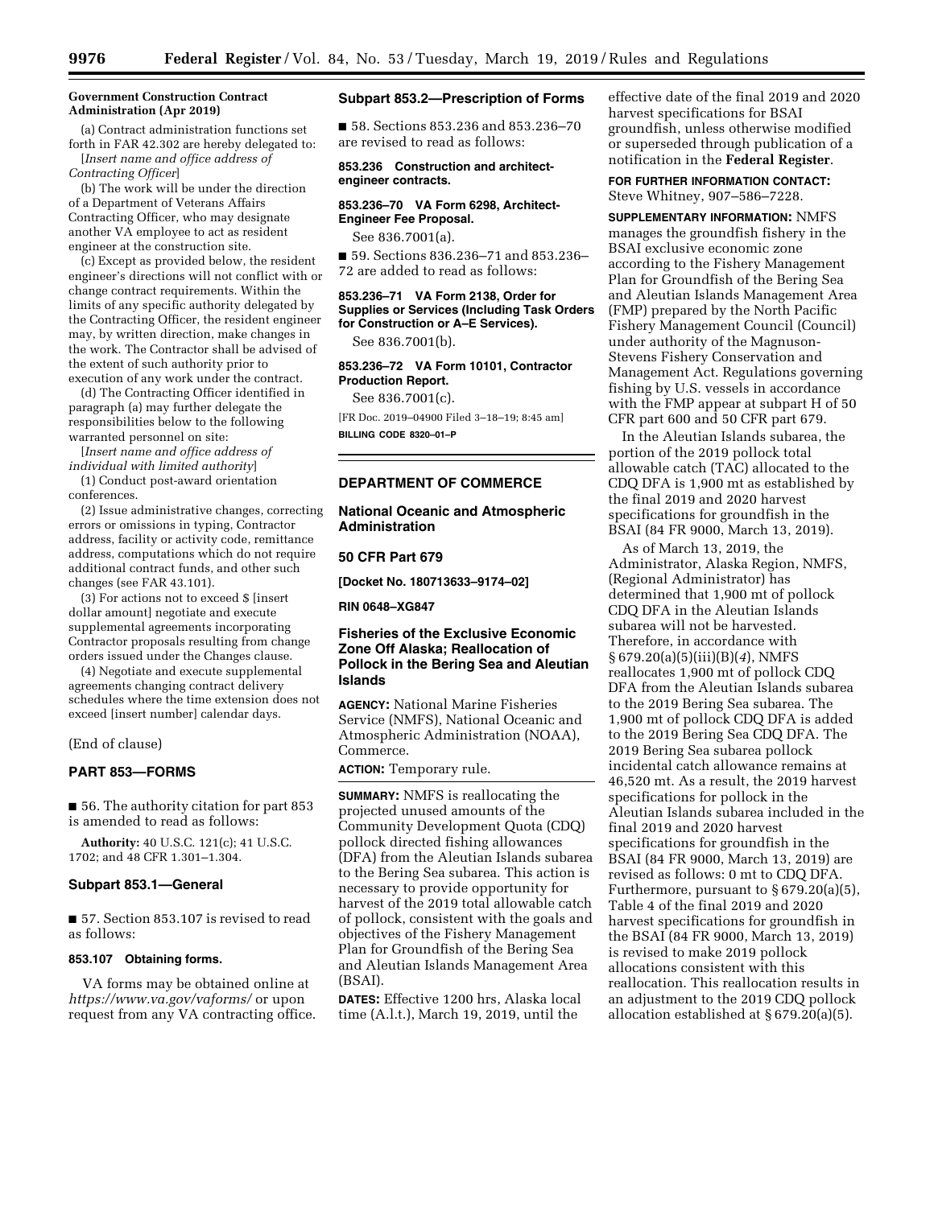**Government Construction Contract Administration (Apr 2019)**

(a) Contract administration functions set forth in FAR 42.302 are hereby delegated to:

[*Insert name and office address of Contracting Officer*]

(b) The work will be under the direction of a Department of Veterans Affairs Contracting Officer, who may designate another VA employee to act as resident engineer at the construction site.

(c) Except as provided below, the resident engineer's directions will not conflict with or change contract requirements. Within the limits of any specific authority delegated by the Contracting Officer, the resident engineer may, by written direction, make changes in the work. The Contractor shall be advised of the extent of such authority prior to execution of any work under the contract.

(d) The Contracting Officer identified in paragraph (a) may further delegate the responsibilities below to the following warranted personnel on site:

[*Insert name and office address of individual with limited authority*]

(1) Conduct post-award orientation conferences.

(2) Issue administrative changes, correcting errors or omissions in typing, Contractor address, facility or activity code, remittance address, computations which do not require additional contract funds, and other such changes (see FAR 43.101).

(3) For actions not to exceed $ [insert dollar amount] negotiate and execute supplemental agreements incorporating Contractor proposals resulting from change orders issued under the Changes clause.

(4) Negotiate and execute supplemental agreements changing contract delivery schedules where the time extension does not exceed [insert number] calendar days.

(End of clause)

## PART 853—FORMS

■ 56. The authority citation for part 853 is amended to read as follows:

**Authority:** 40 U.S.C. 121(c); 41 U.S.C. 1702; and 48 CFR 1.301–1.304.

### Subpart 853.1—General

■ 57. Section 853.107 is revised to read as follows:

**853.107 Obtaining forms.**

VA forms may be obtained online at *https://www.va.gov/vaforms/* or upon request from any VA contracting office.

### Subpart 853.2—Prescription of Forms

■ 58. Sections 853.236 and 853.236–70 are revised to read as follows:

**853.236 Construction and architect-engineer contracts.**

**853.236–70 VA Form 6298, Architect-Engineer Fee Proposal.**

See 836.7001(a).

■ 59. Sections 836.236–71 and 853.236–72 are added to read as follows:

**853.236–71 VA Form 2138, Order for Supplies or Services (Including Task Orders for Construction or A–E Services).**

See 836.7001(b).

**853.236–72 VA Form 10101, Contractor Production Report.**

See 836.7001(c).

[FR Doc. 2019–04900 Filed 3–18–19; 8:45 am]

**BILLING CODE 8320–01–P**

---

## DEPARTMENT OF COMMERCE

### National Oceanic and Atmospheric Administration

### 50 CFR Part 679

**[Docket No. 180713633–9174–02]**

**RIN 0648–XG847**

### Fisheries of the Exclusive Economic Zone Off Alaska; Reallocation of Pollock in the Bering Sea and Aleutian Islands

**AGENCY:** National Marine Fisheries Service (NMFS), National Oceanic and Atmospheric Administration (NOAA), Commerce.

**ACTION:** Temporary rule.

**SUMMARY:** NMFS is reallocating the projected unused amounts of the Community Development Quota (CDQ) pollock directed fishing allowances (DFA) from the Aleutian Islands subarea to the Bering Sea subarea. This action is necessary to provide opportunity for harvest of the 2019 total allowable catch of pollock, consistent with the goals and objectives of the Fishery Management Plan for Groundfish of the Bering Sea and Aleutian Islands Management Area (BSAI).

**DATES:** Effective 1200 hrs, Alaska local time (A.l.t.), March 19, 2019, until the effective date of the final 2019 and 2020 harvest specifications for BSAI groundfish, unless otherwise modified or superseded through publication of a notification in the **Federal Register**.

**FOR FURTHER INFORMATION CONTACT:** Steve Whitney, 907–586–7228.

**SUPPLEMENTARY INFORMATION:** NMFS manages the groundfish fishery in the BSAI exclusive economic zone according to the Fishery Management Plan for Groundfish of the Bering Sea and Aleutian Islands Management Area (FMP) prepared by the North Pacific Fishery Management Council (Council) under authority of the Magnuson-Stevens Fishery Conservation and Management Act. Regulations governing fishing by U.S. vessels in accordance with the FMP appear at subpart H of 50 CFR part 600 and 50 CFR part 679.

In the Aleutian Islands subarea, the portion of the 2019 pollock total allowable catch (TAC) allocated to the CDQ DFA is 1,900 mt as established by the final 2019 and 2020 harvest specifications for groundfish in the BSAI (84 FR 9000, March 13, 2019).

As of March 13, 2019, the Administrator, Alaska Region, NMFS, (Regional Administrator) has determined that 1,900 mt of pollock CDQ DFA in the Aleutian Islands subarea will not be harvested. Therefore, in accordance with § 679.20(a)(5)(iii)(B)(*4*), NMFS reallocates 1,900 mt of pollock CDQ DFA from the Aleutian Islands subarea to the 2019 Bering Sea subarea. The 1,900 mt of pollock CDQ DFA is added to the 2019 Bering Sea CDQ DFA. The 2019 Bering Sea subarea pollock incidental catch allowance remains at 46,520 mt. As a result, the 2019 harvest specifications for pollock in the Aleutian Islands subarea included in the final 2019 and 2020 harvest specifications for groundfish in the BSAI (84 FR 9000, March 13, 2019) are revised as follows: 0 mt to CDQ DFA. Furthermore, pursuant to § 679.20(a)(5), Table 4 of the final 2019 and 2020 harvest specifications for groundfish in the BSAI (84 FR 9000, March 13, 2019) is revised to make 2019 pollock allocations consistent with this reallocation. This reallocation results in an adjustment to the 2019 CDQ pollock allocation established at § 679.20(a)(5).